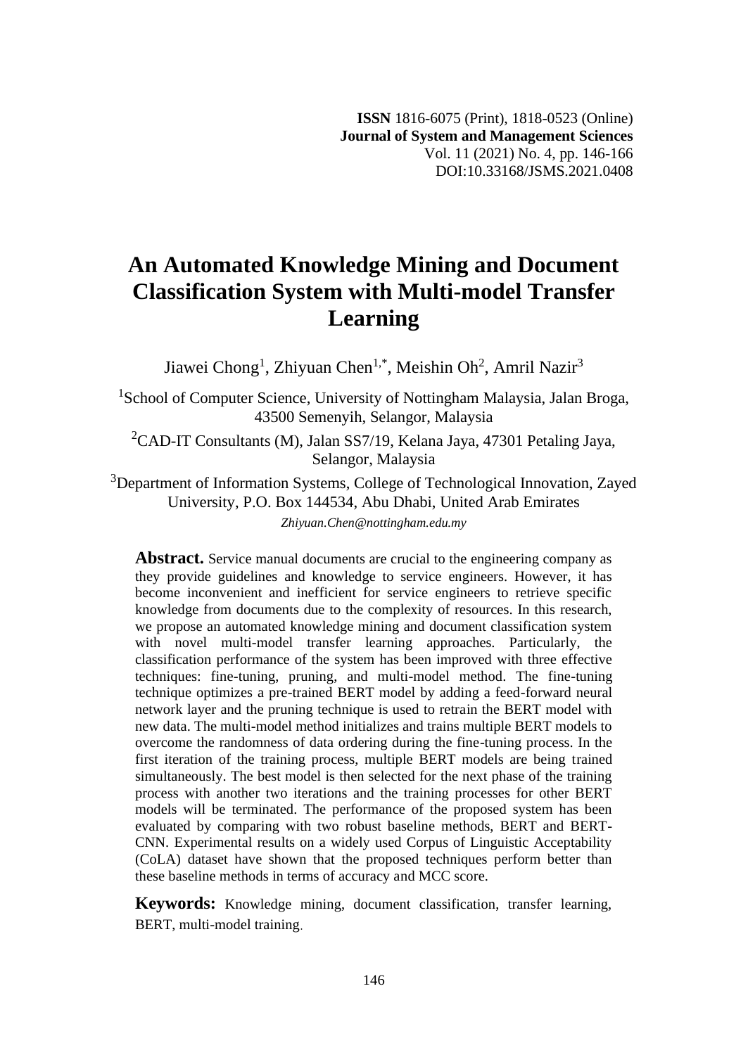**ISSN** 1816-6075 (Print), 1818-0523 (Online)
**Journal of System and Management Sciences**
Vol. 11 (2021) No. 4, pp. 146-166
DOI:10.33168/JSMS.2021.0408

# An Automated Knowledge Mining and Document Classification System with Multi-model Transfer Learning

Jiawei Chong[1], Zhiyuan Chen[1,*], Meishin Oh[2], Amril Nazir[3]

[1]School of Computer Science, University of Nottingham Malaysia, Jalan Broga, 43500 Semenyih, Selangor, Malaysia

[2]CAD-IT Consultants (M), Jalan SS7/19, Kelana Jaya, 47301 Petaling Jaya, Selangor, Malaysia

[3]Department of Information Systems, College of Technological Innovation, Zayed University, P.O. Box 144534, Abu Dhabi, United Arab Emirates

*Zhiyuan.Chen@nottingham.edu.my*

**Abstract.** Service manual documents are crucial to the engineering company as they provide guidelines and knowledge to service engineers. However, it has become inconvenient and inefficient for service engineers to retrieve specific knowledge from documents due to the complexity of resources. In this research, we propose an automated knowledge mining and document classification system with novel multi-model transfer learning approaches. Particularly, the classification performance of the system has been improved with three effective techniques: fine-tuning, pruning, and multi-model method. The fine-tuning technique optimizes a pre-trained BERT model by adding a feed-forward neural network layer and the pruning technique is used to retrain the BERT model with new data. The multi-model method initializes and trains multiple BERT models to overcome the randomness of data ordering during the fine-tuning process. In the first iteration of the training process, multiple BERT models are being trained simultaneously. The best model is then selected for the next phase of the training process with another two iterations and the training processes for other BERT models will be terminated. The performance of the proposed system has been evaluated by comparing with two robust baseline methods, BERT and BERT-CNN. Experimental results on a widely used Corpus of Linguistic Acceptability (CoLA) dataset have shown that the proposed techniques perform better than these baseline methods in terms of accuracy and MCC score.

**Keywords:** Knowledge mining, document classification, transfer learning, BERT, multi-model training.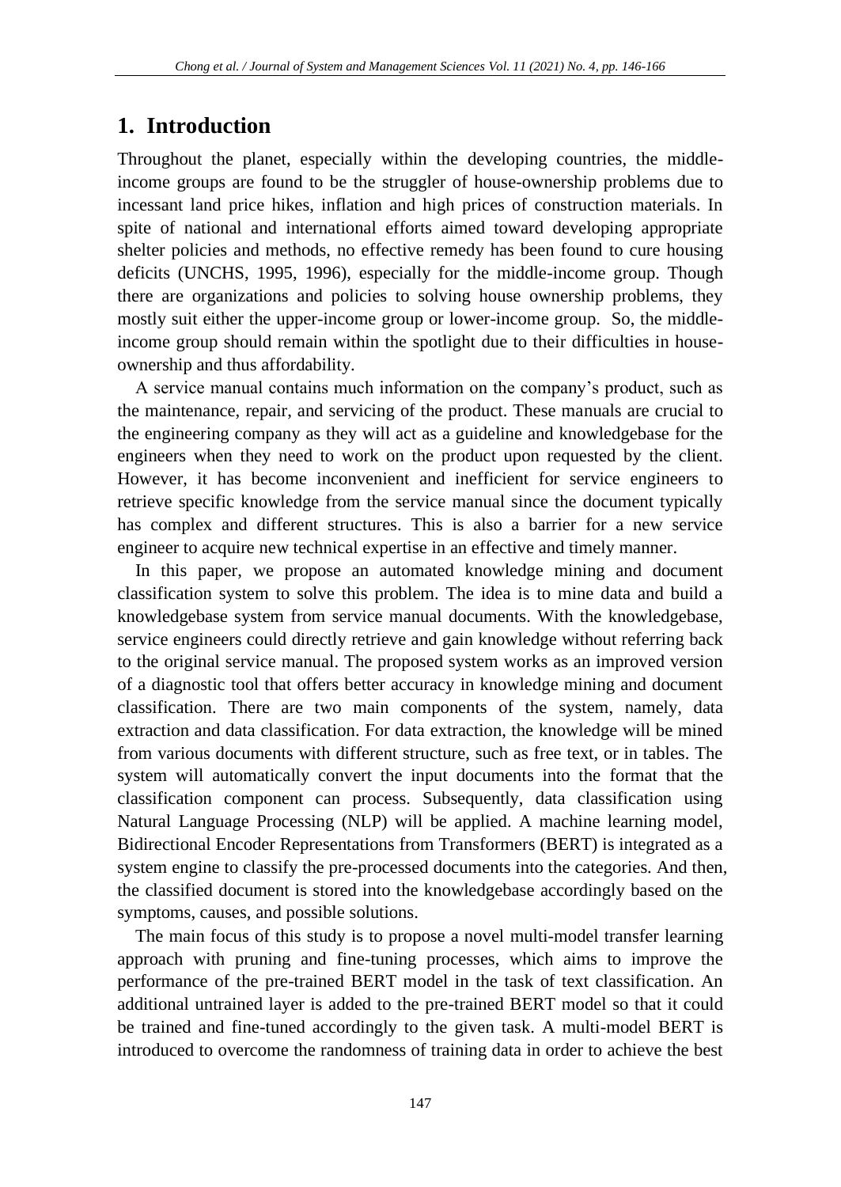# 1. Introduction

Throughout the planet, especially within the developing countries, the middle-income groups are found to be the struggler of house-ownership problems due to incessant land price hikes, inflation and high prices of construction materials. In spite of national and international efforts aimed toward developing appropriate shelter policies and methods, no effective remedy has been found to cure housing deficits (UNCHS, 1995, 1996), especially for the middle-income group. Though there are organizations and policies to solving house ownership problems, they mostly suit either the upper-income group or lower-income group. So, the middle-income group should remain within the spotlight due to their difficulties in house-ownership and thus affordability.

A service manual contains much information on the company's product, such as the maintenance, repair, and servicing of the product. These manuals are crucial to the engineering company as they will act as a guideline and knowledgebase for the engineers when they need to work on the product upon requested by the client. However, it has become inconvenient and inefficient for service engineers to retrieve specific knowledge from the service manual since the document typically has complex and different structures. This is also a barrier for a new service engineer to acquire new technical expertise in an effective and timely manner.

In this paper, we propose an automated knowledge mining and document classification system to solve this problem. The idea is to mine data and build a knowledgebase system from service manual documents. With the knowledgebase, service engineers could directly retrieve and gain knowledge without referring back to the original service manual. The proposed system works as an improved version of a diagnostic tool that offers better accuracy in knowledge mining and document classification. There are two main components of the system, namely, data extraction and data classification. For data extraction, the knowledge will be mined from various documents with different structure, such as free text, or in tables. The system will automatically convert the input documents into the format that the classification component can process. Subsequently, data classification using Natural Language Processing (NLP) will be applied. A machine learning model, Bidirectional Encoder Representations from Transformers (BERT) is integrated as a system engine to classify the pre-processed documents into the categories. And then, the classified document is stored into the knowledgebase accordingly based on the symptoms, causes, and possible solutions.

The main focus of this study is to propose a novel multi-model transfer learning approach with pruning and fine-tuning processes, which aims to improve the performance of the pre-trained BERT model in the task of text classification. An additional untrained layer is added to the pre-trained BERT model so that it could be trained and fine-tuned accordingly to the given task. A multi-model BERT is introduced to overcome the randomness of training data in order to achieve the best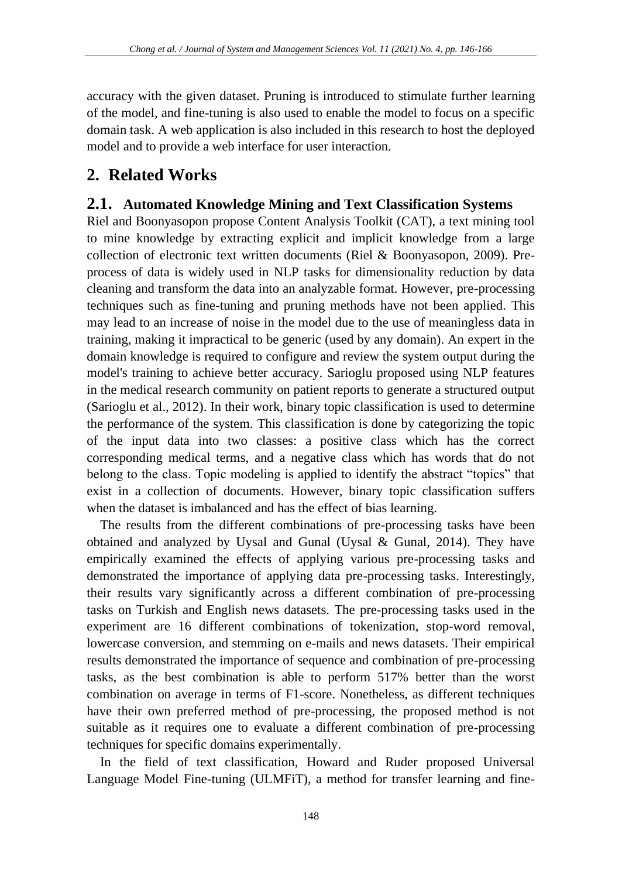accuracy with the given dataset. Pruning is introduced to stimulate further learning of the model, and fine-tuning is also used to enable the model to focus on a specific domain task. A web application is also included in this research to host the deployed model and to provide a web interface for user interaction.

# 2. Related Works

## 2.1. Automated Knowledge Mining and Text Classification Systems

Riel and Boonyasopon propose Content Analysis Toolkit (CAT), a text mining tool to mine knowledge by extracting explicit and implicit knowledge from a large collection of electronic text written documents (Riel & Boonyasopon, 2009). Pre-process of data is widely used in NLP tasks for dimensionality reduction by data cleaning and transform the data into an analyzable format. However, pre-processing techniques such as fine-tuning and pruning methods have not been applied. This may lead to an increase of noise in the model due to the use of meaningless data in training, making it impractical to be generic (used by any domain). An expert in the domain knowledge is required to configure and review the system output during the model's training to achieve better accuracy. Sarioglu proposed using NLP features in the medical research community on patient reports to generate a structured output (Sarioglu et al., 2012). In their work, binary topic classification is used to determine the performance of the system. This classification is done by categorizing the topic of the input data into two classes: a positive class which has the correct corresponding medical terms, and a negative class which has words that do not belong to the class. Topic modeling is applied to identify the abstract "topics" that exist in a collection of documents. However, binary topic classification suffers when the dataset is imbalanced and has the effect of bias learning.

The results from the different combinations of pre-processing tasks have been obtained and analyzed by Uysal and Gunal (Uysal & Gunal, 2014). They have empirically examined the effects of applying various pre-processing tasks and demonstrated the importance of applying data pre-processing tasks. Interestingly, their results vary significantly across a different combination of pre-processing tasks on Turkish and English news datasets. The pre-processing tasks used in the experiment are 16 different combinations of tokenization, stop-word removal, lowercase conversion, and stemming on e-mails and news datasets. Their empirical results demonstrated the importance of sequence and combination of pre-processing tasks, as the best combination is able to perform 517% better than the worst combination on average in terms of F1-score. Nonetheless, as different techniques have their own preferred method of pre-processing, the proposed method is not suitable as it requires one to evaluate a different combination of pre-processing techniques for specific domains experimentally.

In the field of text classification, Howard and Ruder proposed Universal Language Model Fine-tuning (ULMFiT), a method for transfer learning and fine-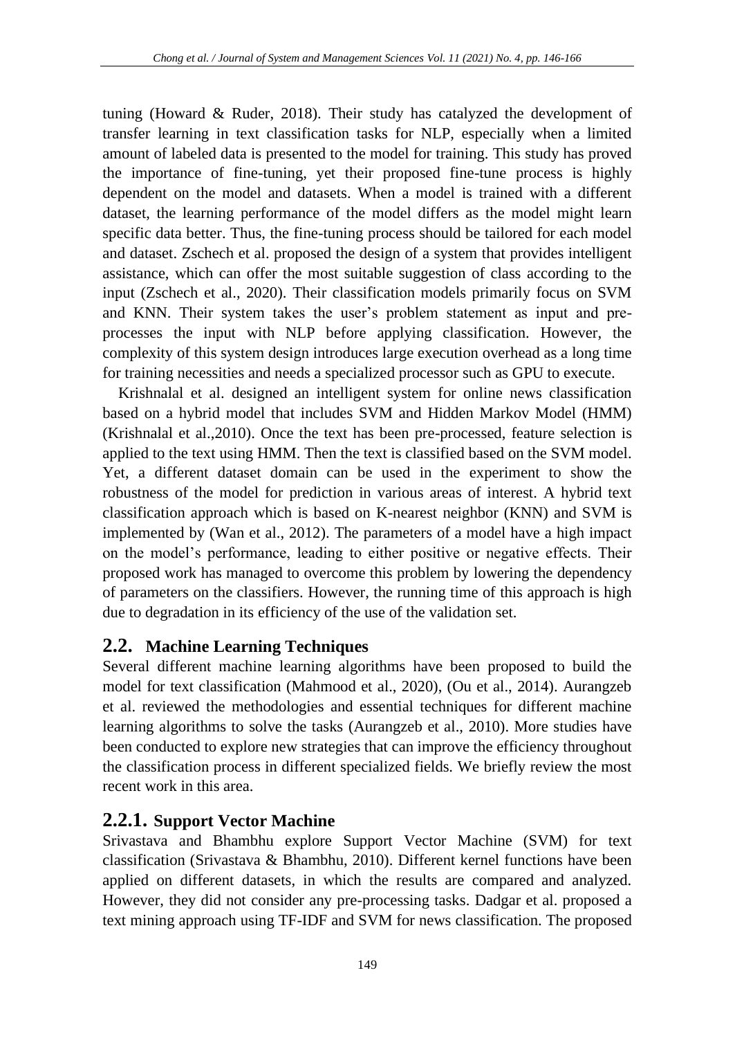tuning (Howard & Ruder, 2018). Their study has catalyzed the development of transfer learning in text classification tasks for NLP, especially when a limited amount of labeled data is presented to the model for training. This study has proved the importance of fine-tuning, yet their proposed fine-tune process is highly dependent on the model and datasets. When a model is trained with a different dataset, the learning performance of the model differs as the model might learn specific data better. Thus, the fine-tuning process should be tailored for each model and dataset. Zschech et al. proposed the design of a system that provides intelligent assistance, which can offer the most suitable suggestion of class according to the input (Zschech et al., 2020). Their classification models primarily focus on SVM and KNN. Their system takes the user's problem statement as input and pre-processes the input with NLP before applying classification. However, the complexity of this system design introduces large execution overhead as a long time for training necessities and needs a specialized processor such as GPU to execute.

Krishnalal et al. designed an intelligent system for online news classification based on a hybrid model that includes SVM and Hidden Markov Model (HMM) (Krishnalal et al.,2010). Once the text has been pre-processed, feature selection is applied to the text using HMM. Then the text is classified based on the SVM model. Yet, a different dataset domain can be used in the experiment to show the robustness of the model for prediction in various areas of interest. A hybrid text classification approach which is based on K-nearest neighbor (KNN) and SVM is implemented by (Wan et al., 2012). The parameters of a model have a high impact on the model's performance, leading to either positive or negative effects. Their proposed work has managed to overcome this problem by lowering the dependency of parameters on the classifiers. However, the running time of this approach is high due to degradation in its efficiency of the use of the validation set.

## 2.2. Machine Learning Techniques

Several different machine learning algorithms have been proposed to build the model for text classification (Mahmood et al., 2020), (Ou et al., 2014). Aurangzeb et al. reviewed the methodologies and essential techniques for different machine learning algorithms to solve the tasks (Aurangzeb et al., 2010). More studies have been conducted to explore new strategies that can improve the efficiency throughout the classification process in different specialized fields. We briefly review the most recent work in this area.

### 2.2.1. Support Vector Machine

Srivastava and Bhambhu explore Support Vector Machine (SVM) for text classification (Srivastava & Bhambhu, 2010). Different kernel functions have been applied on different datasets, in which the results are compared and analyzed. However, they did not consider any pre-processing tasks. Dadgar et al. proposed a text mining approach using TF-IDF and SVM for news classification. The proposed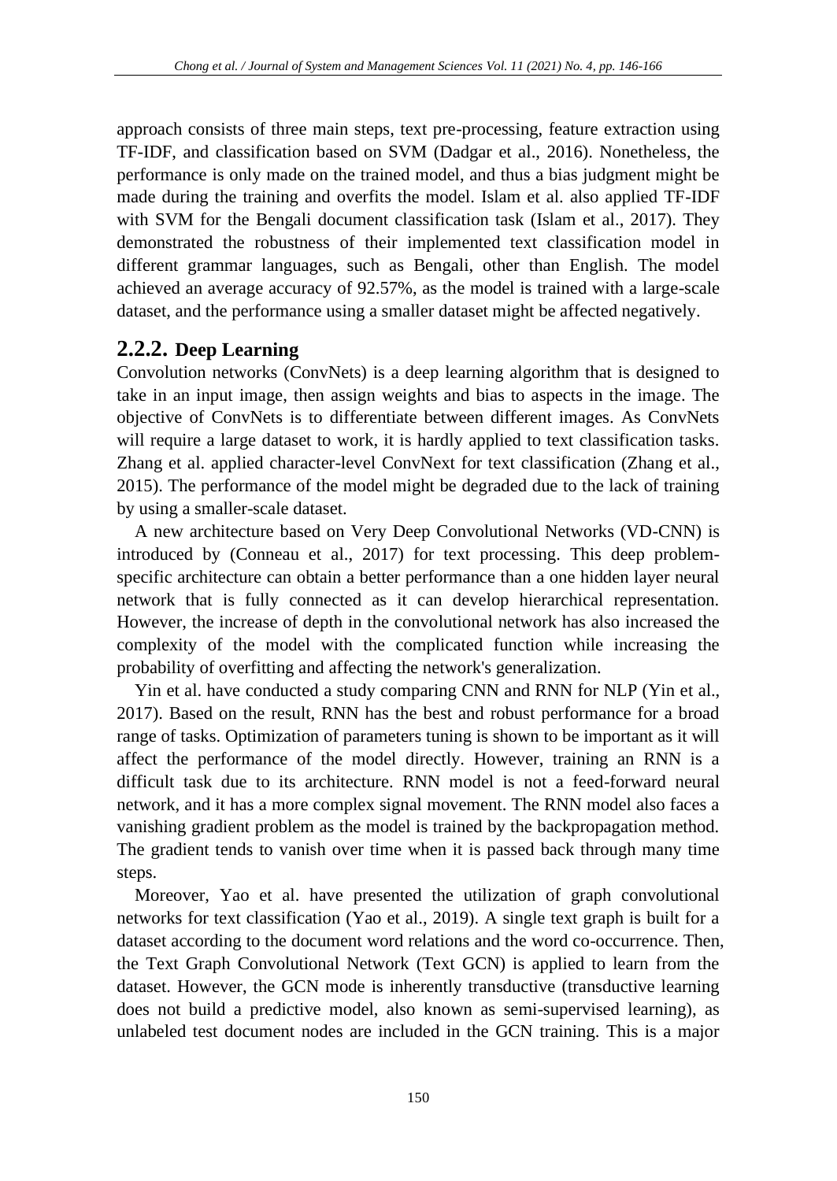approach consists of three main steps, text pre-processing, feature extraction using TF-IDF, and classification based on SVM (Dadgar et al., 2016). Nonetheless, the performance is only made on the trained model, and thus a bias judgment might be made during the training and overfits the model. Islam et al. also applied TF-IDF with SVM for the Bengali document classification task (Islam et al., 2017). They demonstrated the robustness of their implemented text classification model in different grammar languages, such as Bengali, other than English. The model achieved an average accuracy of 92.57%, as the model is trained with a large-scale dataset, and the performance using a smaller dataset might be affected negatively.

### 2.2.2. Deep Learning

Convolution networks (ConvNets) is a deep learning algorithm that is designed to take in an input image, then assign weights and bias to aspects in the image. The objective of ConvNets is to differentiate between different images. As ConvNets will require a large dataset to work, it is hardly applied to text classification tasks. Zhang et al. applied character-level ConvNext for text classification (Zhang et al., 2015). The performance of the model might be degraded due to the lack of training by using a smaller-scale dataset.

A new architecture based on Very Deep Convolutional Networks (VD-CNN) is introduced by (Conneau et al., 2017) for text processing. This deep problem-specific architecture can obtain a better performance than a one hidden layer neural network that is fully connected as it can develop hierarchical representation. However, the increase of depth in the convolutional network has also increased the complexity of the model with the complicated function while increasing the probability of overfitting and affecting the network's generalization.

Yin et al. have conducted a study comparing CNN and RNN for NLP (Yin et al., 2017). Based on the result, RNN has the best and robust performance for a broad range of tasks. Optimization of parameters tuning is shown to be important as it will affect the performance of the model directly. However, training an RNN is a difficult task due to its architecture. RNN model is not a feed-forward neural network, and it has a more complex signal movement. The RNN model also faces a vanishing gradient problem as the model is trained by the backpropagation method. The gradient tends to vanish over time when it is passed back through many time steps.

Moreover, Yao et al. have presented the utilization of graph convolutional networks for text classification (Yao et al., 2019). A single text graph is built for a dataset according to the document word relations and the word co-occurrence. Then, the Text Graph Convolutional Network (Text GCN) is applied to learn from the dataset. However, the GCN mode is inherently transductive (transductive learning does not build a predictive model, also known as semi-supervised learning), as unlabeled test document nodes are included in the GCN training. This is a major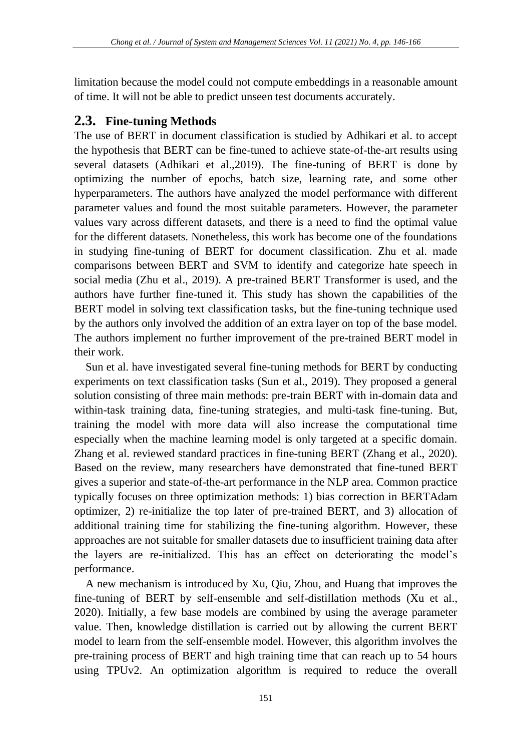limitation because the model could not compute embeddings in a reasonable amount of time. It will not be able to predict unseen test documents accurately.

## 2.3. Fine-tuning Methods

The use of BERT in document classification is studied by Adhikari et al. to accept the hypothesis that BERT can be fine-tuned to achieve state-of-the-art results using several datasets (Adhikari et al.,2019). The fine-tuning of BERT is done by optimizing the number of epochs, batch size, learning rate, and some other hyperparameters. The authors have analyzed the model performance with different parameter values and found the most suitable parameters. However, the parameter values vary across different datasets, and there is a need to find the optimal value for the different datasets. Nonetheless, this work has become one of the foundations in studying fine-tuning of BERT for document classification. Zhu et al. made comparisons between BERT and SVM to identify and categorize hate speech in social media (Zhu et al., 2019). A pre-trained BERT Transformer is used, and the authors have further fine-tuned it. This study has shown the capabilities of the BERT model in solving text classification tasks, but the fine-tuning technique used by the authors only involved the addition of an extra layer on top of the base model. The authors implement no further improvement of the pre-trained BERT model in their work.

Sun et al. have investigated several fine-tuning methods for BERT by conducting experiments on text classification tasks (Sun et al., 2019). They proposed a general solution consisting of three main methods: pre-train BERT with in-domain data and within-task training data, fine-tuning strategies, and multi-task fine-tuning. But, training the model with more data will also increase the computational time especially when the machine learning model is only targeted at a specific domain. Zhang et al. reviewed standard practices in fine-tuning BERT (Zhang et al., 2020). Based on the review, many researchers have demonstrated that fine-tuned BERT gives a superior and state-of-the-art performance in the NLP area. Common practice typically focuses on three optimization methods: 1) bias correction in BERTAdam optimizer, 2) re-initialize the top later of pre-trained BERT, and 3) allocation of additional training time for stabilizing the fine-tuning algorithm. However, these approaches are not suitable for smaller datasets due to insufficient training data after the layers are re-initialized. This has an effect on deteriorating the model's performance.

A new mechanism is introduced by Xu, Qiu, Zhou, and Huang that improves the fine-tuning of BERT by self-ensemble and self-distillation methods (Xu et al., 2020). Initially, a few base models are combined by using the average parameter value. Then, knowledge distillation is carried out by allowing the current BERT model to learn from the self-ensemble model. However, this algorithm involves the pre-training process of BERT and high training time that can reach up to 54 hours using TPUv2. An optimization algorithm is required to reduce the overall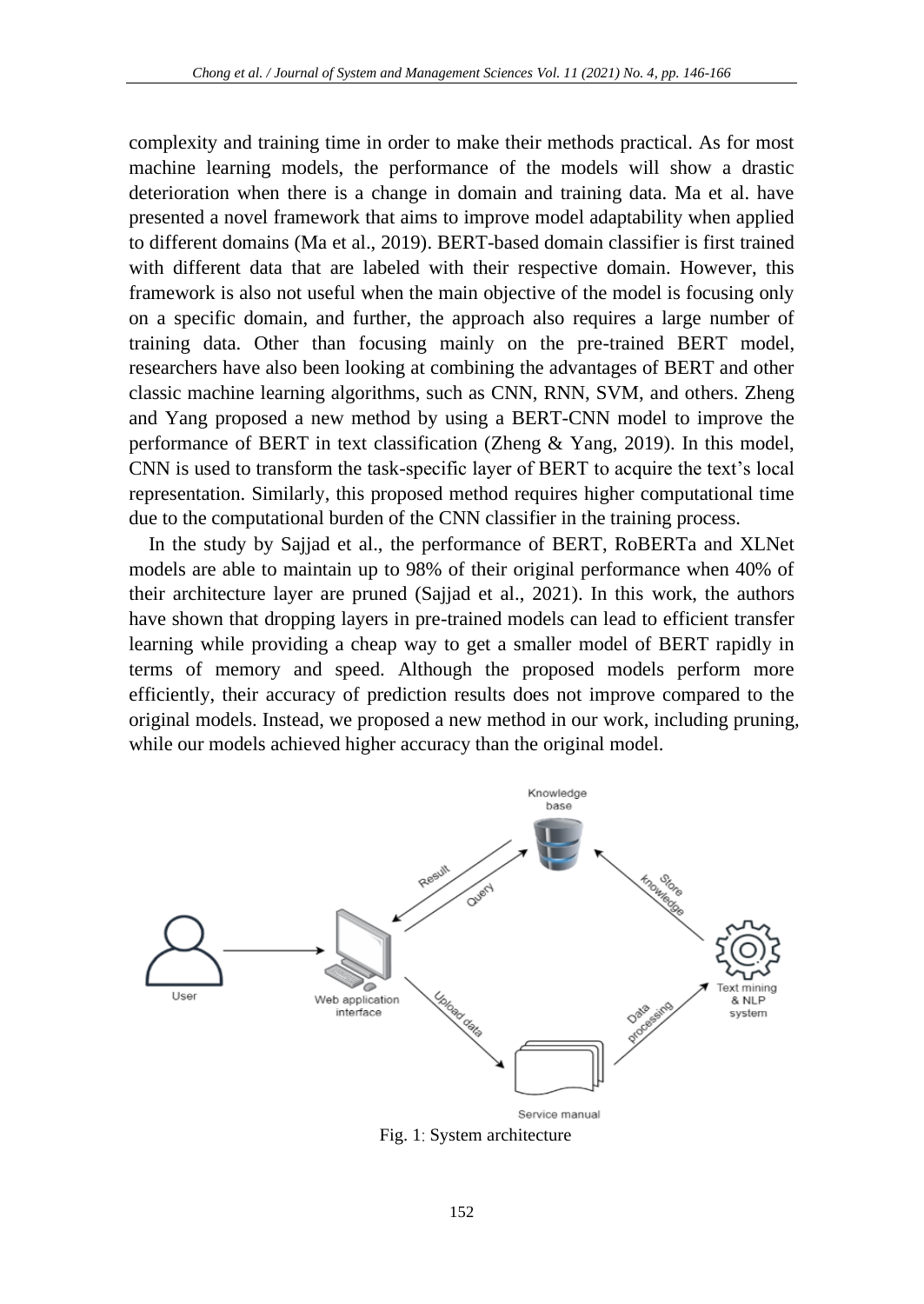complexity and training time in order to make their methods practical. As for most machine learning models, the performance of the models will show a drastic deterioration when there is a change in domain and training data. Ma et al. have presented a novel framework that aims to improve model adaptability when applied to different domains (Ma et al., 2019). BERT-based domain classifier is first trained with different data that are labeled with their respective domain. However, this framework is also not useful when the main objective of the model is focusing only on a specific domain, and further, the approach also requires a large number of training data. Other than focusing mainly on the pre-trained BERT model, researchers have also been looking at combining the advantages of BERT and other classic machine learning algorithms, such as CNN, RNN, SVM, and others. Zheng and Yang proposed a new method by using a BERT-CNN model to improve the performance of BERT in text classification (Zheng & Yang, 2019). In this model, CNN is used to transform the task-specific layer of BERT to acquire the text's local representation. Similarly, this proposed method requires higher computational time due to the computational burden of the CNN classifier in the training process.

In the study by Sajjad et al., the performance of BERT, RoBERTa and XLNet models are able to maintain up to 98% of their original performance when 40% of their architecture layer are pruned (Sajjad et al., 2021). In this work, the authors have shown that dropping layers in pre-trained models can lead to efficient transfer learning while providing a cheap way to get a smaller model of BERT rapidly in terms of memory and speed. Although the proposed models perform more efficiently, their accuracy of prediction results does not improve compared to the original models. Instead, we proposed a new method in our work, including pruning, while our models achieved higher accuracy than the original model.

Fig. 1: System architecture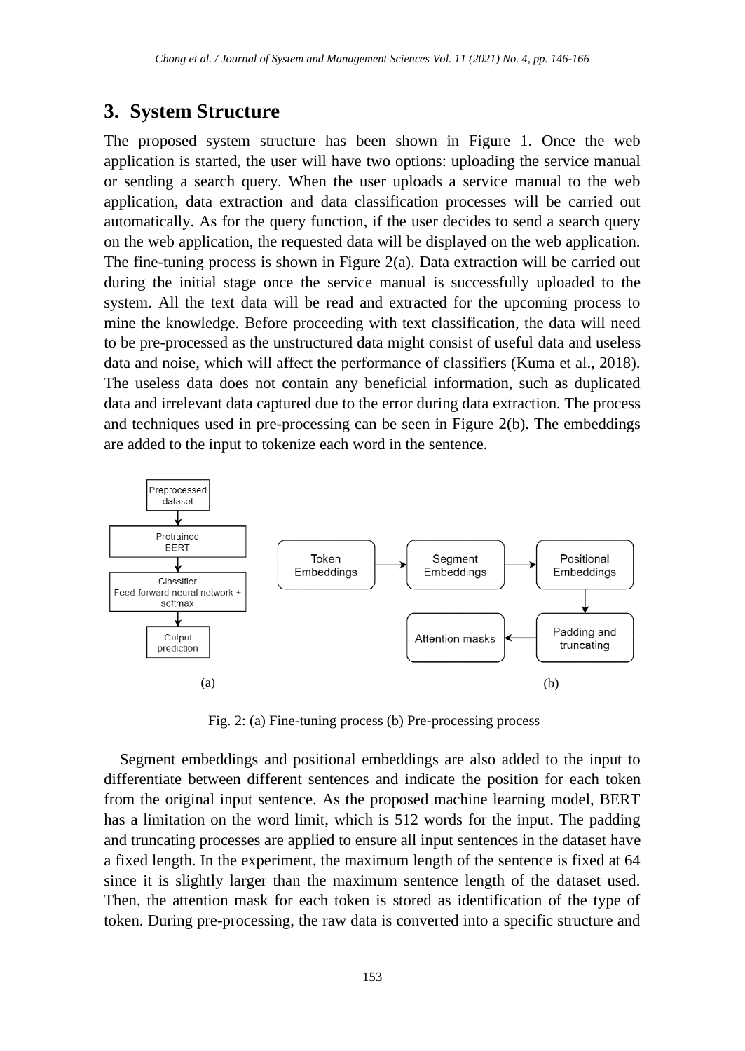## 3. System Structure

The proposed system structure has been shown in Figure 1. Once the web application is started, the user will have two options: uploading the service manual or sending a search query. When the user uploads a service manual to the web application, data extraction and data classification processes will be carried out automatically. As for the query function, if the user decides to send a search query on the web application, the requested data will be displayed on the web application. The fine-tuning process is shown in Figure 2(a). Data extraction will be carried out during the initial stage once the service manual is successfully uploaded to the system. All the text data will be read and extracted for the upcoming process to mine the knowledge. Before proceeding with text classification, the data will need to be pre-processed as the unstructured data might consist of useful data and useless data and noise, which will affect the performance of classifiers (Kuma et al., 2018). The useless data does not contain any beneficial information, such as duplicated data and irrelevant data captured due to the error during data extraction. The process and techniques used in pre-processing can be seen in Figure 2(b). The embeddings are added to the input to tokenize each word in the sentence.

Preprocessed dataset → Pretrained BERT → Classifier Feed-forward neural network + softmax → Output prediction

(a)

Token Embeddings → Segment Embeddings → Positional Embeddings → Padding and truncating → Attention masks

(b)

Fig. 2: (a) Fine-tuning process (b) Pre-processing process

Segment embeddings and positional embeddings are also added to the input to differentiate between different sentences and indicate the position for each token from the original input sentence. As the proposed machine learning model, BERT has a limitation on the word limit, which is 512 words for the input. The padding and truncating processes are applied to ensure all input sentences in the dataset have a fixed length. In the experiment, the maximum length of the sentence is fixed at 64 since it is slightly larger than the maximum sentence length of the dataset used. Then, the attention mask for each token is stored as identification of the type of token. During pre-processing, the raw data is converted into a specific structure and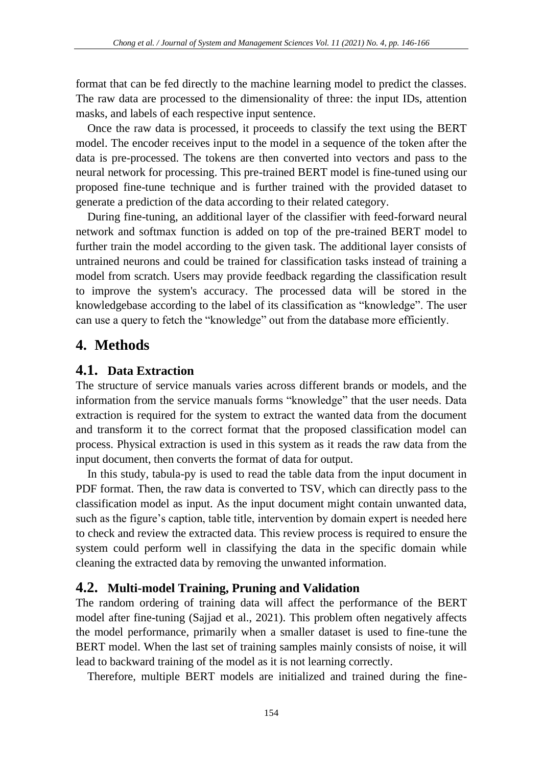format that can be fed directly to the machine learning model to predict the classes. The raw data are processed to the dimensionality of three: the input IDs, attention masks, and labels of each respective input sentence.

Once the raw data is processed, it proceeds to classify the text using the BERT model. The encoder receives input to the model in a sequence of the token after the data is pre-processed. The tokens are then converted into vectors and pass to the neural network for processing. This pre-trained BERT model is fine-tuned using our proposed fine-tune technique and is further trained with the provided dataset to generate a prediction of the data according to their related category.

During fine-tuning, an additional layer of the classifier with feed-forward neural network and softmax function is added on top of the pre-trained BERT model to further train the model according to the given task. The additional layer consists of untrained neurons and could be trained for classification tasks instead of training a model from scratch. Users may provide feedback regarding the classification result to improve the system's accuracy. The processed data will be stored in the knowledgebase according to the label of its classification as "knowledge". The user can use a query to fetch the "knowledge" out from the database more efficiently.

# 4. Methods

## 4.1. Data Extraction

The structure of service manuals varies across different brands or models, and the information from the service manuals forms "knowledge" that the user needs. Data extraction is required for the system to extract the wanted data from the document and transform it to the correct format that the proposed classification model can process. Physical extraction is used in this system as it reads the raw data from the input document, then converts the format of data for output.

In this study, tabula-py is used to read the table data from the input document in PDF format. Then, the raw data is converted to TSV, which can directly pass to the classification model as input. As the input document might contain unwanted data, such as the figure's caption, table title, intervention by domain expert is needed here to check and review the extracted data. This review process is required to ensure the system could perform well in classifying the data in the specific domain while cleaning the extracted data by removing the unwanted information.

## 4.2. Multi-model Training, Pruning and Validation

The random ordering of training data will affect the performance of the BERT model after fine-tuning (Sajjad et al., 2021). This problem often negatively affects the model performance, primarily when a smaller dataset is used to fine-tune the BERT model. When the last set of training samples mainly consists of noise, it will lead to backward training of the model as it is not learning correctly.

Therefore, multiple BERT models are initialized and trained during the fine-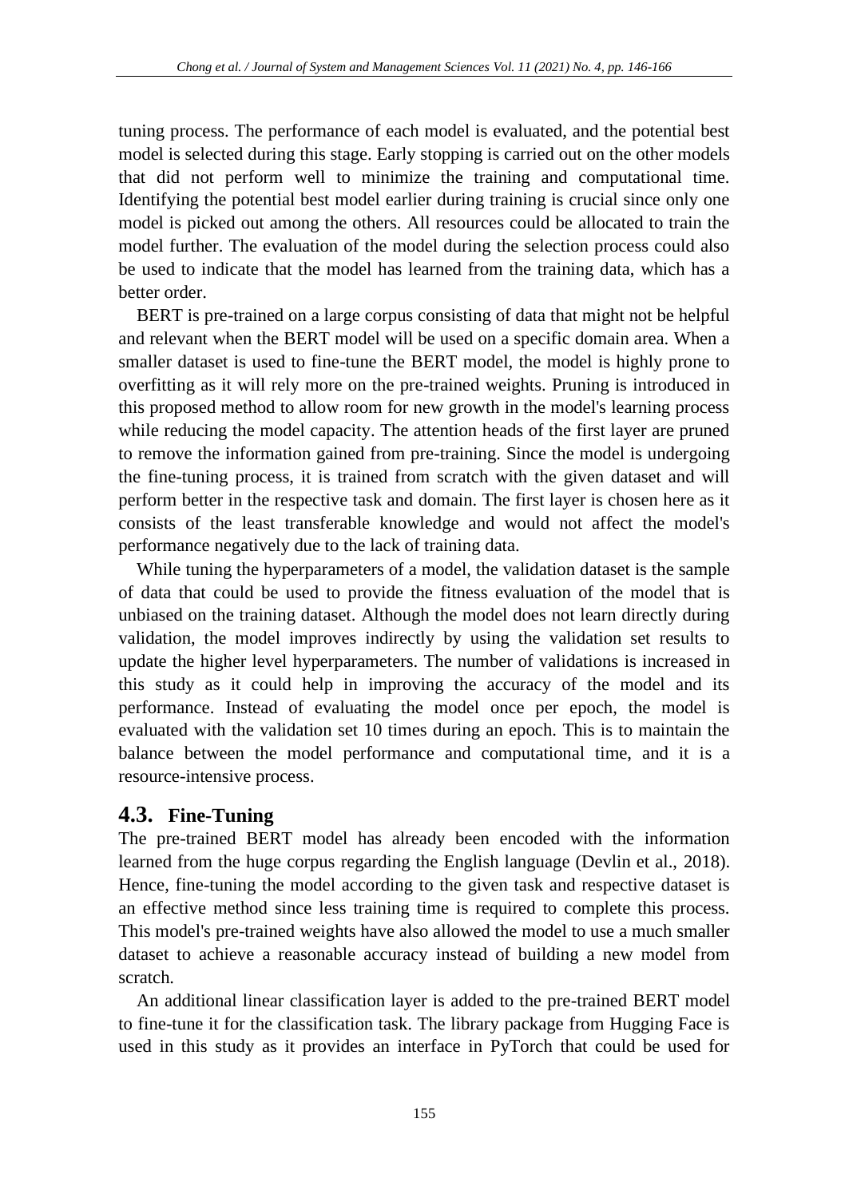tuning process. The performance of each model is evaluated, and the potential best model is selected during this stage. Early stopping is carried out on the other models that did not perform well to minimize the training and computational time. Identifying the potential best model earlier during training is crucial since only one model is picked out among the others. All resources could be allocated to train the model further. The evaluation of the model during the selection process could also be used to indicate that the model has learned from the training data, which has a better order.

BERT is pre-trained on a large corpus consisting of data that might not be helpful and relevant when the BERT model will be used on a specific domain area. When a smaller dataset is used to fine-tune the BERT model, the model is highly prone to overfitting as it will rely more on the pre-trained weights. Pruning is introduced in this proposed method to allow room for new growth in the model's learning process while reducing the model capacity. The attention heads of the first layer are pruned to remove the information gained from pre-training. Since the model is undergoing the fine-tuning process, it is trained from scratch with the given dataset and will perform better in the respective task and domain. The first layer is chosen here as it consists of the least transferable knowledge and would not affect the model's performance negatively due to the lack of training data.

While tuning the hyperparameters of a model, the validation dataset is the sample of data that could be used to provide the fitness evaluation of the model that is unbiased on the training dataset. Although the model does not learn directly during validation, the model improves indirectly by using the validation set results to update the higher level hyperparameters. The number of validations is increased in this study as it could help in improving the accuracy of the model and its performance. Instead of evaluating the model once per epoch, the model is evaluated with the validation set 10 times during an epoch. This is to maintain the balance between the model performance and computational time, and it is a resource-intensive process.

## 4.3. Fine-Tuning

The pre-trained BERT model has already been encoded with the information learned from the huge corpus regarding the English language (Devlin et al., 2018). Hence, fine-tuning the model according to the given task and respective dataset is an effective method since less training time is required to complete this process. This model's pre-trained weights have also allowed the model to use a much smaller dataset to achieve a reasonable accuracy instead of building a new model from scratch.

An additional linear classification layer is added to the pre-trained BERT model to fine-tune it for the classification task. The library package from Hugging Face is used in this study as it provides an interface in PyTorch that could be used for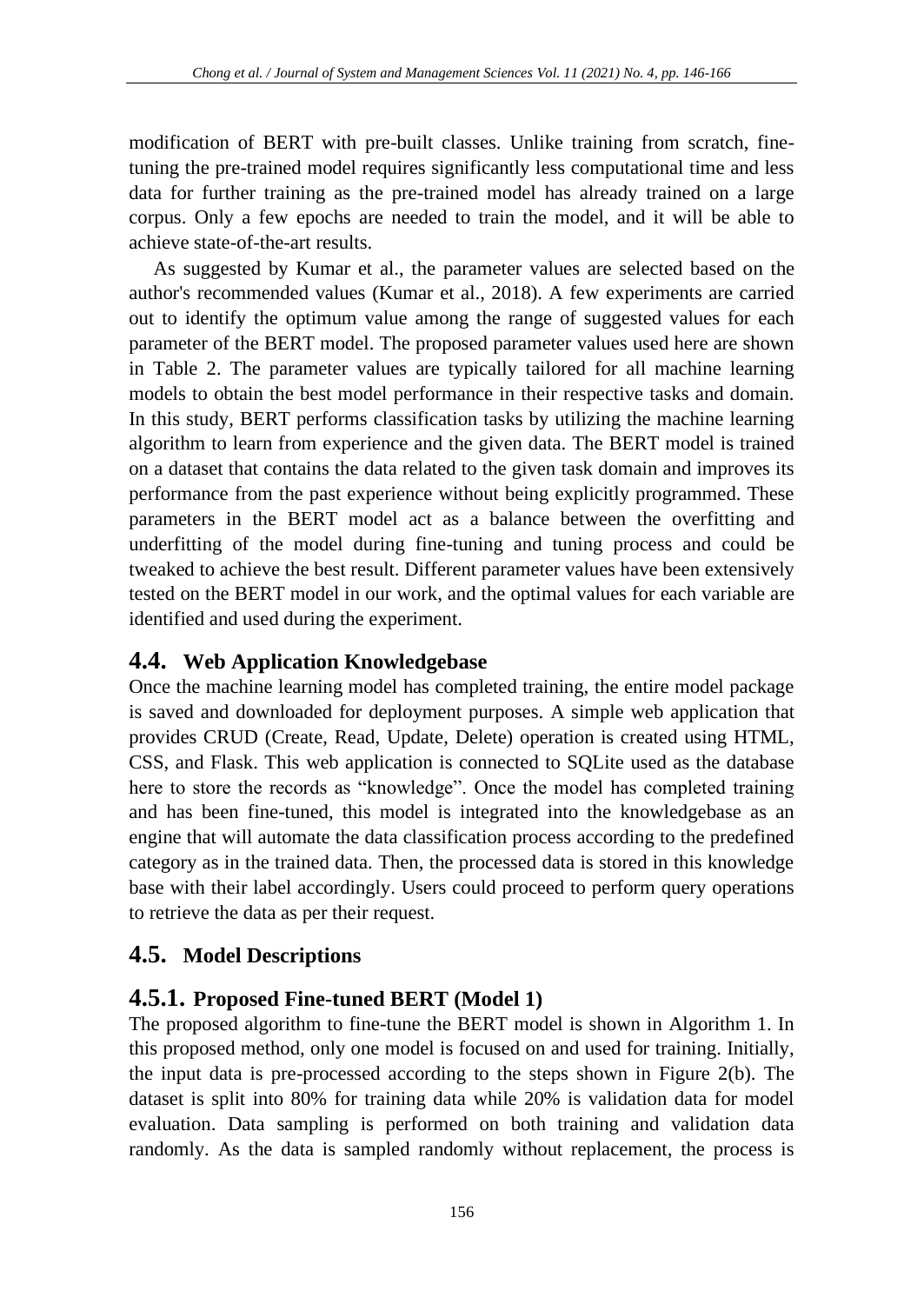modification of BERT with pre-built classes. Unlike training from scratch, fine-tuning the pre-trained model requires significantly less computational time and less data for further training as the pre-trained model has already trained on a large corpus. Only a few epochs are needed to train the model, and it will be able to achieve state-of-the-art results.

As suggested by Kumar et al., the parameter values are selected based on the author's recommended values (Kumar et al., 2018). A few experiments are carried out to identify the optimum value among the range of suggested values for each parameter of the BERT model. The proposed parameter values used here are shown in Table 2. The parameter values are typically tailored for all machine learning models to obtain the best model performance in their respective tasks and domain. In this study, BERT performs classification tasks by utilizing the machine learning algorithm to learn from experience and the given data. The BERT model is trained on a dataset that contains the data related to the given task domain and improves its performance from the past experience without being explicitly programmed. These parameters in the BERT model act as a balance between the overfitting and underfitting of the model during fine-tuning and tuning process and could be tweaked to achieve the best result. Different parameter values have been extensively tested on the BERT model in our work, and the optimal values for each variable are identified and used during the experiment.

## 4.4. Web Application Knowledgebase

Once the machine learning model has completed training, the entire model package is saved and downloaded for deployment purposes. A simple web application that provides CRUD (Create, Read, Update, Delete) operation is created using HTML, CSS, and Flask. This web application is connected to SQLite used as the database here to store the records as "knowledge". Once the model has completed training and has been fine-tuned, this model is integrated into the knowledgebase as an engine that will automate the data classification process according to the predefined category as in the trained data. Then, the processed data is stored in this knowledge base with their label accordingly. Users could proceed to perform query operations to retrieve the data as per their request.

## 4.5. Model Descriptions

### 4.5.1. Proposed Fine-tuned BERT (Model 1)

The proposed algorithm to fine-tune the BERT model is shown in Algorithm 1. In this proposed method, only one model is focused on and used for training. Initially, the input data is pre-processed according to the steps shown in Figure 2(b). The dataset is split into 80% for training data while 20% is validation data for model evaluation. Data sampling is performed on both training and validation data randomly. As the data is sampled randomly without replacement, the process is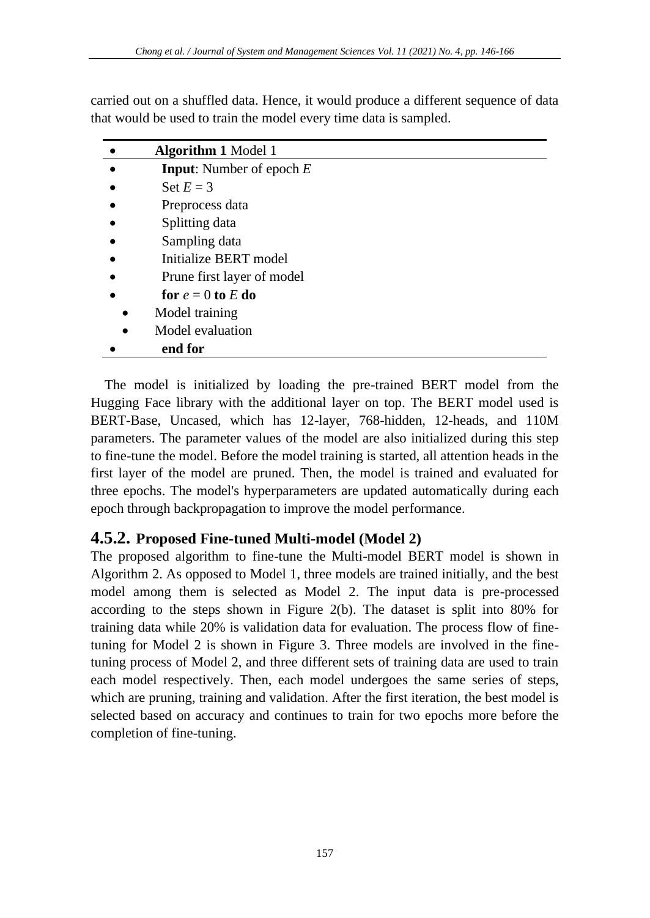carried out on a shuffled data. Hence, it would produce a different sequence of data that would be used to train the model every time data is sampled.

---

- **Algorithm 1** Model 1
- **Input**: Number of epoch $E$
- Set $E = 3$
- Preprocess data
- Splitting data
- Sampling data
- Initialize BERT model
- Prune first layer of model
- **for** $e = 0$ **to** $E$ **do**
  - Model training
  - Model evaluation
- **end for**

---

The model is initialized by loading the pre-trained BERT model from the Hugging Face library with the additional layer on top. The BERT model used is BERT-Base, Uncased, which has 12-layer, 768-hidden, 12-heads, and 110M parameters. The parameter values of the model are also initialized during this step to fine-tune the model. Before the model training is started, all attention heads in the first layer of the model are pruned. Then, the model is trained and evaluated for three epochs. The model's hyperparameters are updated automatically during each epoch through backpropagation to improve the model performance.

### 4.5.2. Proposed Fine-tuned Multi-model (Model 2)

The proposed algorithm to fine-tune the Multi-model BERT model is shown in Algorithm 2. As opposed to Model 1, three models are trained initially, and the best model among them is selected as Model 2. The input data is pre-processed according to the steps shown in Figure 2(b). The dataset is split into 80% for training data while 20% is validation data for evaluation. The process flow of fine-tuning for Model 2 is shown in Figure 3. Three models are involved in the fine-tuning process of Model 2, and three different sets of training data are used to train each model respectively. Then, each model undergoes the same series of steps, which are pruning, training and validation. After the first iteration, the best model is selected based on accuracy and continues to train for two epochs more before the completion of fine-tuning.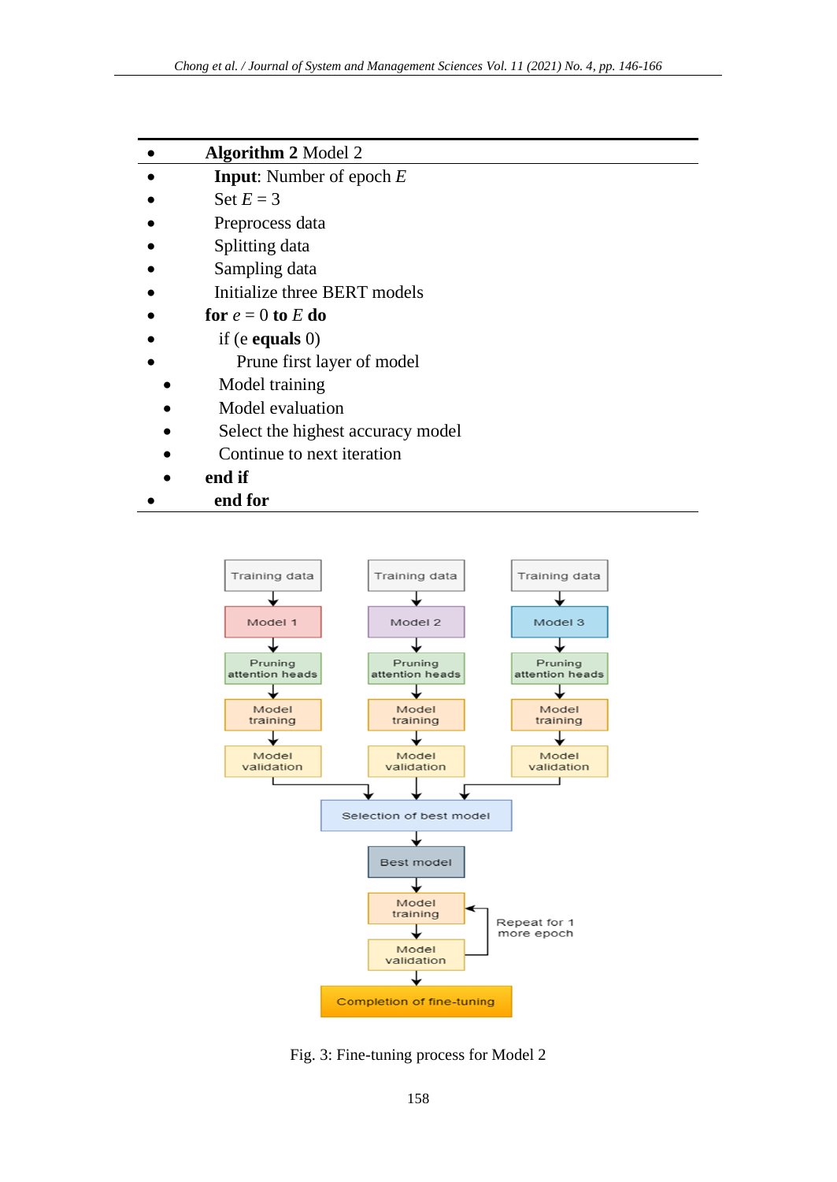**Algorithm 2** Model 2

- **Input**: Number of epoch $E$
- Set $E = 3$
- Preprocess data
- Splitting data
- Sampling data
- Initialize three BERT models
- **for** $e = 0$ **to** $E$ **do**
- if (e **equals** 0)
- Prune first layer of model
- Model training
- Model evaluation
- Select the highest accuracy model
- Continue to next iteration
- **end if**
- **end for**

Fig. 3: Fine-tuning process for Model 2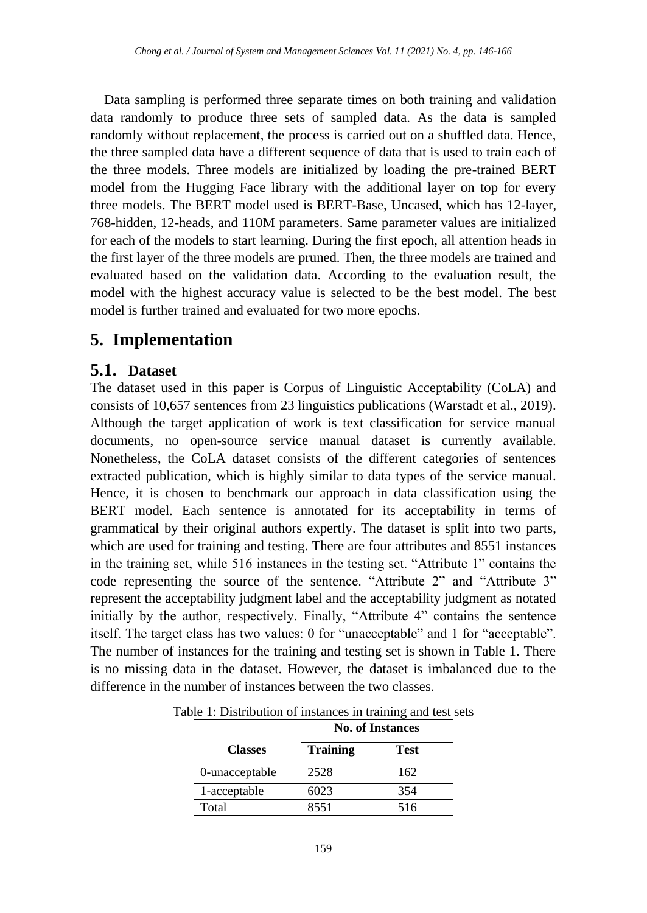Data sampling is performed three separate times on both training and validation data randomly to produce three sets of sampled data. As the data is sampled randomly without replacement, the process is carried out on a shuffled data. Hence, the three sampled data have a different sequence of data that is used to train each of the three models. Three models are initialized by loading the pre-trained BERT model from the Hugging Face library with the additional layer on top for every three models. The BERT model used is BERT-Base, Uncased, which has 12-layer, 768-hidden, 12-heads, and 110M parameters. Same parameter values are initialized for each of the models to start learning. During the first epoch, all attention heads in the first layer of the three models are pruned. Then, the three models are trained and evaluated based on the validation data. According to the evaluation result, the model with the highest accuracy value is selected to be the best model. The best model is further trained and evaluated for two more epochs.

# 5. Implementation

## 5.1. Dataset

The dataset used in this paper is Corpus of Linguistic Acceptability (CoLA) and consists of 10,657 sentences from 23 linguistics publications (Warstadt et al., 2019). Although the target application of work is text classification for service manual documents, no open-source service manual dataset is currently available. Nonetheless, the CoLA dataset consists of the different categories of sentences extracted publication, which is highly similar to data types of the service manual. Hence, it is chosen to benchmark our approach in data classification using the BERT model. Each sentence is annotated for its acceptability in terms of grammatical by their original authors expertly. The dataset is split into two parts, which are used for training and testing. There are four attributes and 8551 instances in the training set, while 516 instances in the testing set. "Attribute 1" contains the code representing the source of the sentence. "Attribute 2" and "Attribute 3" represent the acceptability judgment label and the acceptability judgment as notated initially by the author, respectively. Finally, "Attribute 4" contains the sentence itself. The target class has two values: 0 for "unacceptable" and 1 for "acceptable". The number of instances for the training and testing set is shown in Table 1. There is no missing data in the dataset. However, the dataset is imbalanced due to the difference in the number of instances between the two classes.

Table 1: Distribution of instances in training and test sets

| | No. of Instances | |
|---|---|---|
| **Classes** | **Training** | **Test** |
| 0-unacceptable | 2528 | 162 |
| 1-acceptable | 6023 | 354 |
| Total | 8551 | 516 |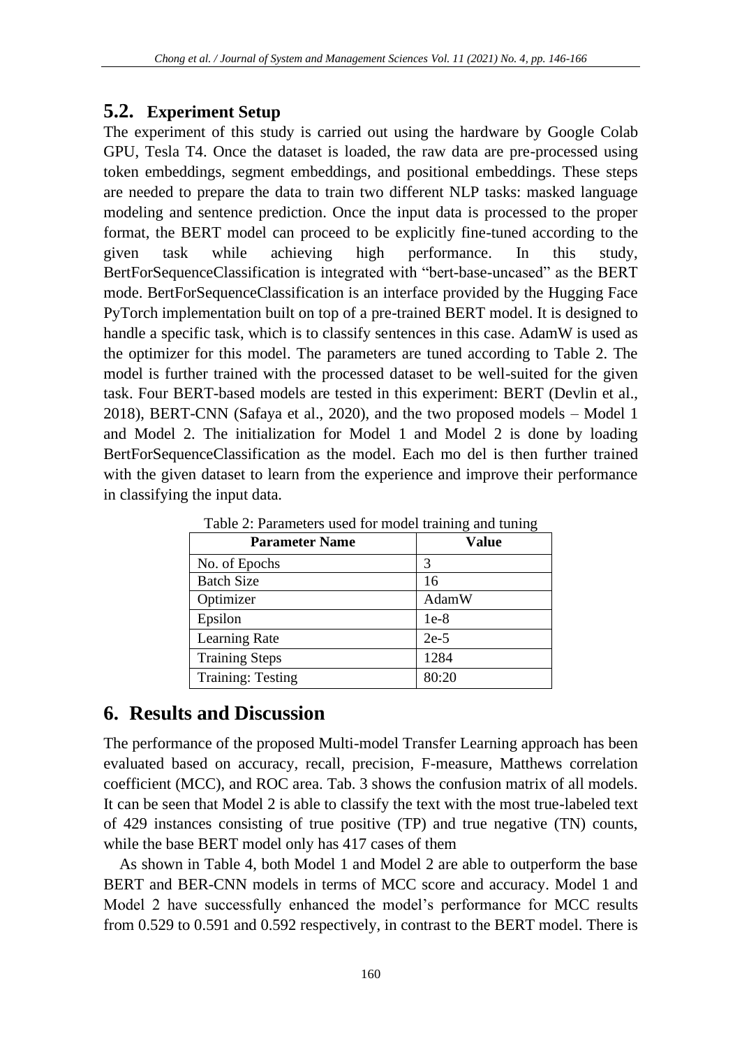## 5.2. Experiment Setup

The experiment of this study is carried out using the hardware by Google Colab GPU, Tesla T4. Once the dataset is loaded, the raw data are pre-processed using token embeddings, segment embeddings, and positional embeddings. These steps are needed to prepare the data to train two different NLP tasks: masked language modeling and sentence prediction. Once the input data is processed to the proper format, the BERT model can proceed to be explicitly fine-tuned according to the given task while achieving high performance. In this study, BertForSequenceClassification is integrated with "bert-base-uncased" as the BERT mode. BertForSequenceClassification is an interface provided by the Hugging Face PyTorch implementation built on top of a pre-trained BERT model. It is designed to handle a specific task, which is to classify sentences in this case. AdamW is used as the optimizer for this model. The parameters are tuned according to Table 2. The model is further trained with the processed dataset to be well-suited for the given task. Four BERT-based models are tested in this experiment: BERT (Devlin et al., 2018), BERT-CNN (Safaya et al., 2020), and the two proposed models – Model 1 and Model 2. The initialization for Model 1 and Model 2 is done by loading BertForSequenceClassification as the model. Each mo del is then further trained with the given dataset to learn from the experience and improve their performance in classifying the input data.

Table 2: Parameters used for model training and tuning

| Parameter Name | Value |
|---|---|
| No. of Epochs | 3 |
| Batch Size | 16 |
| Optimizer | AdamW |
| Epsilon | 1e-8 |
| Learning Rate | 2e-5 |
| Training Steps | 1284 |
| Training: Testing | 80:20 |

# 6. Results and Discussion

The performance of the proposed Multi-model Transfer Learning approach has been evaluated based on accuracy, recall, precision, F-measure, Matthews correlation coefficient (MCC), and ROC area. Tab. 3 shows the confusion matrix of all models. It can be seen that Model 2 is able to classify the text with the most true-labeled text of 429 instances consisting of true positive (TP) and true negative (TN) counts, while the base BERT model only has 417 cases of them

As shown in Table 4, both Model 1 and Model 2 are able to outperform the base BERT and BER-CNN models in terms of MCC score and accuracy. Model 1 and Model 2 have successfully enhanced the model's performance for MCC results from 0.529 to 0.591 and 0.592 respectively, in contrast to the BERT model. There is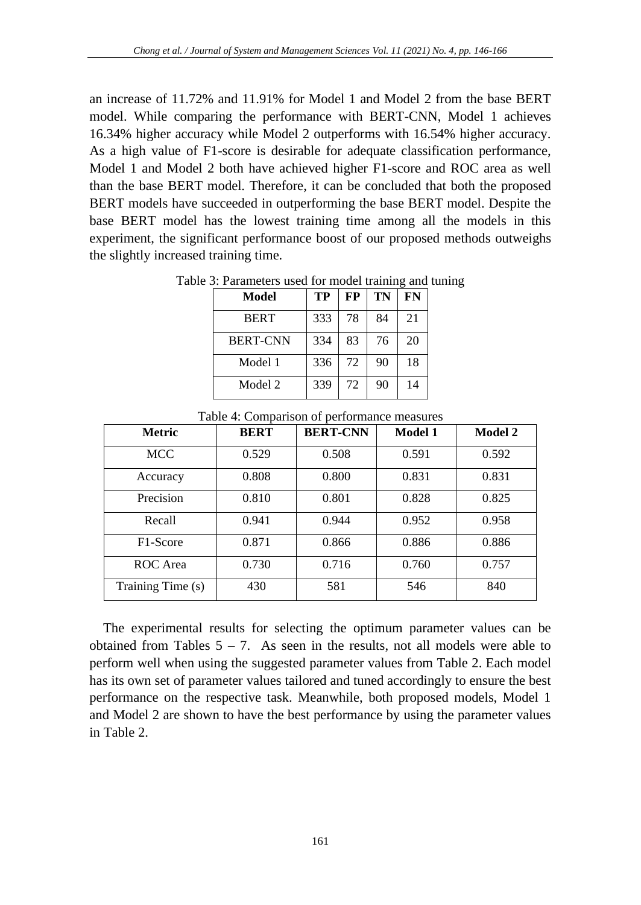an increase of 11.72% and 11.91% for Model 1 and Model 2 from the base BERT model. While comparing the performance with BERT-CNN, Model 1 achieves 16.34% higher accuracy while Model 2 outperforms with 16.54% higher accuracy. As a high value of F1-score is desirable for adequate classification performance, Model 1 and Model 2 both have achieved higher F1-score and ROC area as well than the base BERT model. Therefore, it can be concluded that both the proposed BERT models have succeeded in outperforming the base BERT model. Despite the base BERT model has the lowest training time among all the models in this experiment, the significant performance boost of our proposed methods outweighs the slightly increased training time.

Table 3: Parameters used for model training and tuning

| Model | TP | FP | TN | FN |
|---|---|---|---|---|
| BERT | 333 | 78 | 84 | 21 |
| BERT-CNN | 334 | 83 | 76 | 20 |
| Model 1 | 336 | 72 | 90 | 18 |
| Model 2 | 339 | 72 | 90 | 14 |

Table 4: Comparison of performance measures

| Metric | BERT | BERT-CNN | Model 1 | Model 2 |
|---|---|---|---|---|
| MCC | 0.529 | 0.508 | 0.591 | 0.592 |
| Accuracy | 0.808 | 0.800 | 0.831 | 0.831 |
| Precision | 0.810 | 0.801 | 0.828 | 0.825 |
| Recall | 0.941 | 0.944 | 0.952 | 0.958 |
| F1-Score | 0.871 | 0.866 | 0.886 | 0.886 |
| ROC Area | 0.730 | 0.716 | 0.760 | 0.757 |
| Training Time (s) | 430 | 581 | 546 | 840 |

The experimental results for selecting the optimum parameter values can be obtained from Tables 5 – 7. As seen in the results, not all models were able to perform well when using the suggested parameter values from Table 2. Each model has its own set of parameter values tailored and tuned accordingly to ensure the best performance on the respective task. Meanwhile, both proposed models, Model 1 and Model 2 are shown to have the best performance by using the parameter values in Table 2.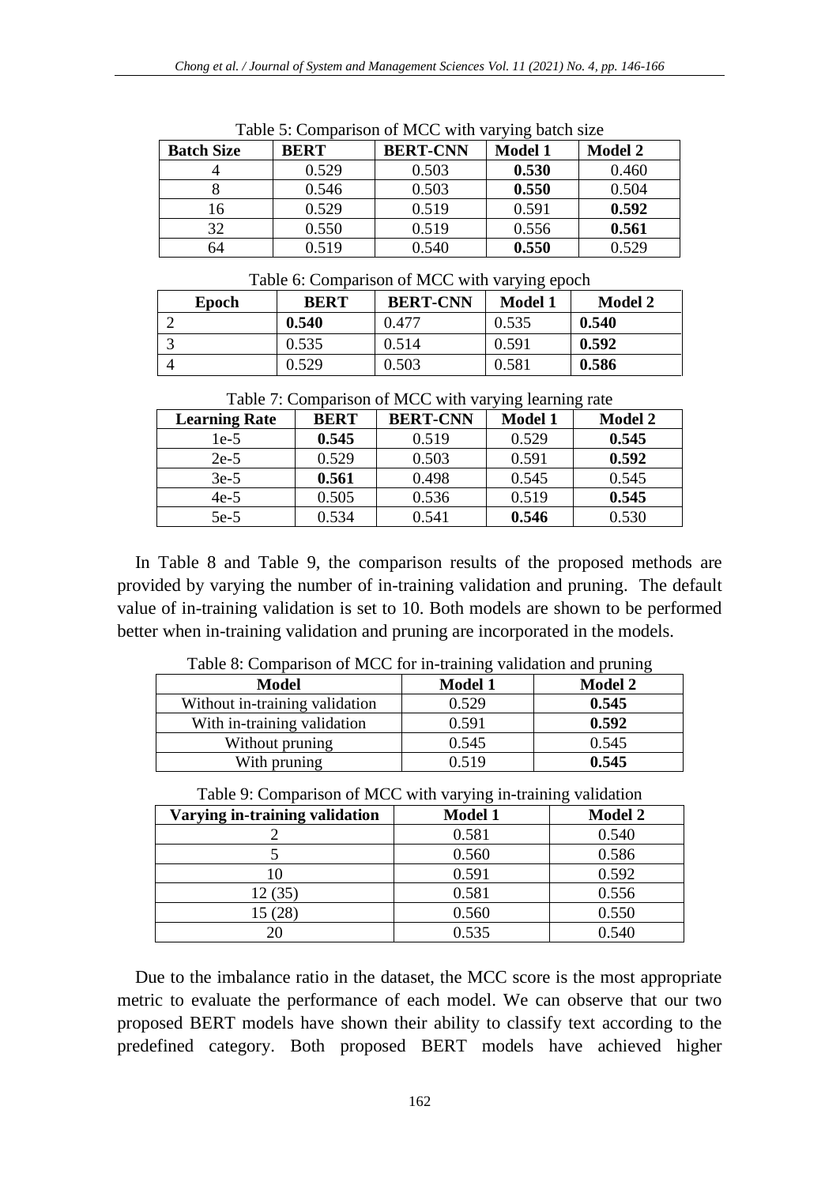Table 5: Comparison of MCC with varying batch size

| Batch Size | BERT | BERT-CNN | Model 1 | Model 2 |
|---|---|---|---|---|
| 4 | 0.529 | 0.503 | **0.530** | 0.460 |
| 8 | 0.546 | 0.503 | **0.550** | 0.504 |
| 16 | 0.529 | 0.519 | 0.591 | **0.592** |
| 32 | 0.550 | 0.519 | 0.556 | **0.561** |
| 64 | 0.519 | 0.540 | **0.550** | 0.529 |

Table 6: Comparison of MCC with varying epoch

| Epoch | BERT | BERT-CNN | Model 1 | Model 2 |
|---|---|---|---|---|
| 2 | **0.540** | 0.477 | 0.535 | **0.540** |
| 3 | 0.535 | 0.514 | 0.591 | **0.592** |
| 4 | 0.529 | 0.503 | 0.581 | **0.586** |

Table 7: Comparison of MCC with varying learning rate

| Learning Rate | BERT | BERT-CNN | Model 1 | Model 2 |
|---|---|---|---|---|
| 1e-5 | **0.545** | 0.519 | 0.529 | **0.545** |
| 2e-5 | 0.529 | 0.503 | 0.591 | **0.592** |
| 3e-5 | **0.561** | 0.498 | 0.545 | 0.545 |
| 4e-5 | 0.505 | 0.536 | 0.519 | **0.545** |
| 5e-5 | 0.534 | 0.541 | **0.546** | 0.530 |

In Table 8 and Table 9, the comparison results of the proposed methods are provided by varying the number of in-training validation and pruning. The default value of in-training validation is set to 10. Both models are shown to be performed better when in-training validation and pruning are incorporated in the models.

Table 8: Comparison of MCC for in-training validation and pruning

| Model | Model 1 | Model 2 |
|---|---|---|
| Without in-training validation | 0.529 | **0.545** |
| With in-training validation | 0.591 | **0.592** |
| Without pruning | 0.545 | 0.545 |
| With pruning | 0.519 | **0.545** |

Table 9: Comparison of MCC with varying in-training validation

| Varying in-training validation | Model 1 | Model 2 |
|---|---|---|
| 2 | 0.581 | 0.540 |
| 5 | 0.560 | 0.586 |
| 10 | 0.591 | 0.592 |
| 12 (35) | 0.581 | 0.556 |
| 15 (28) | 0.560 | 0.550 |
| 20 | 0.535 | 0.540 |

Due to the imbalance ratio in the dataset, the MCC score is the most appropriate metric to evaluate the performance of each model. We can observe that our two proposed BERT models have shown their ability to classify text according to the predefined category. Both proposed BERT models have achieved higher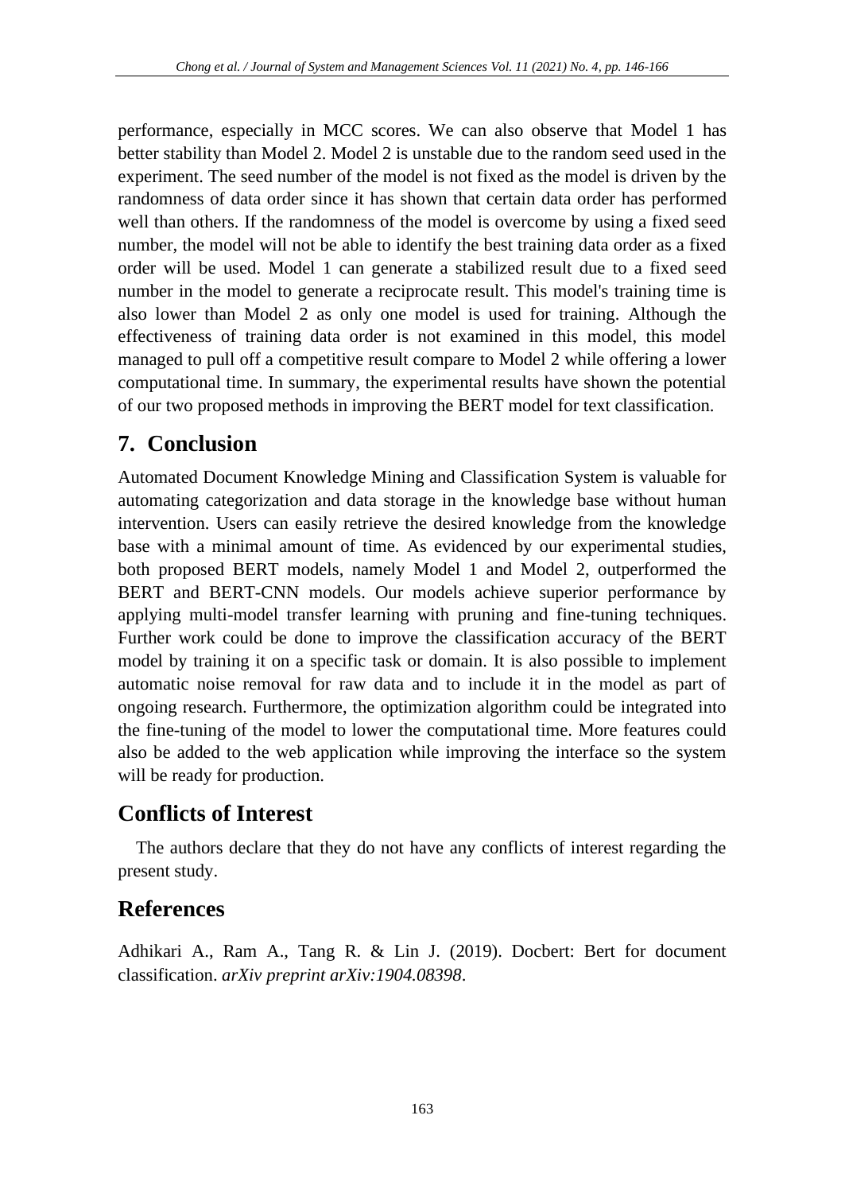performance, especially in MCC scores. We can also observe that Model 1 has better stability than Model 2. Model 2 is unstable due to the random seed used in the experiment. The seed number of the model is not fixed as the model is driven by the randomness of data order since it has shown that certain data order has performed well than others. If the randomness of the model is overcome by using a fixed seed number, the model will not be able to identify the best training data order as a fixed order will be used. Model 1 can generate a stabilized result due to a fixed seed number in the model to generate a reciprocate result. This model's training time is also lower than Model 2 as only one model is used for training. Although the effectiveness of training data order is not examined in this model, this model managed to pull off a competitive result compare to Model 2 while offering a lower computational time. In summary, the experimental results have shown the potential of our two proposed methods in improving the BERT model for text classification.

## 7. Conclusion

Automated Document Knowledge Mining and Classification System is valuable for automating categorization and data storage in the knowledge base without human intervention. Users can easily retrieve the desired knowledge from the knowledge base with a minimal amount of time. As evidenced by our experimental studies, both proposed BERT models, namely Model 1 and Model 2, outperformed the BERT and BERT-CNN models. Our models achieve superior performance by applying multi-model transfer learning with pruning and fine-tuning techniques. Further work could be done to improve the classification accuracy of the BERT model by training it on a specific task or domain. It is also possible to implement automatic noise removal for raw data and to include it in the model as part of ongoing research. Furthermore, the optimization algorithm could be integrated into the fine-tuning of the model to lower the computational time. More features could also be added to the web application while improving the interface so the system will be ready for production.

## Conflicts of Interest

The authors declare that they do not have any conflicts of interest regarding the present study.

## References

Adhikari A., Ram A., Tang R. & Lin J. (2019). Docbert: Bert for document classification. *arXiv preprint arXiv:1904.08398*.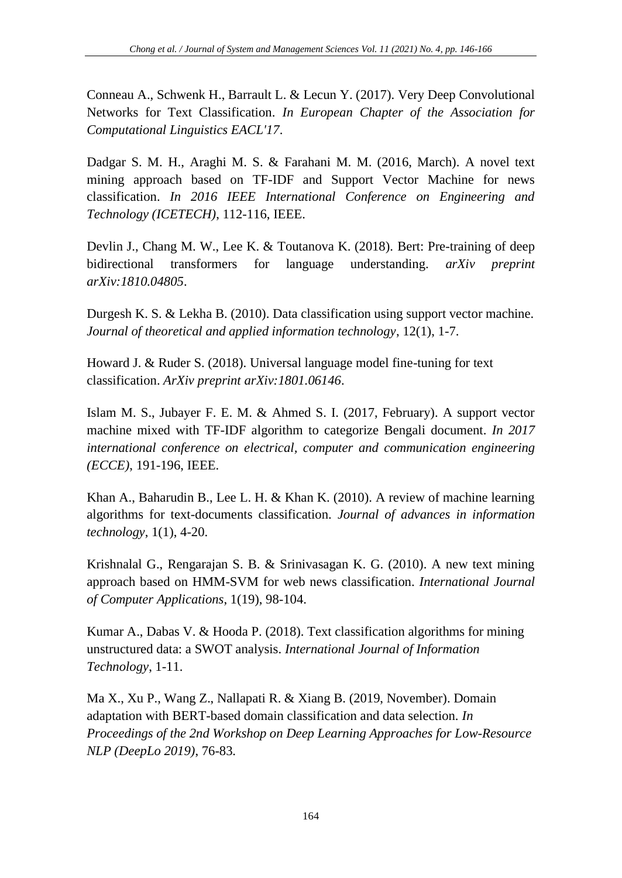Conneau A., Schwenk H., Barrault L. & Lecun Y. (2017). Very Deep Convolutional Networks for Text Classification. *In European Chapter of the Association for Computational Linguistics EACL'17*.

Dadgar S. M. H., Araghi M. S. & Farahani M. M. (2016, March). A novel text mining approach based on TF-IDF and Support Vector Machine for news classification. *In 2016 IEEE International Conference on Engineering and Technology (ICETECH)*, 112-116, IEEE.

Devlin J., Chang M. W., Lee K. & Toutanova K. (2018). Bert: Pre-training of deep bidirectional transformers for language understanding. *arXiv preprint arXiv:1810.04805*.

Durgesh K. S. & Lekha B. (2010). Data classification using support vector machine. *Journal of theoretical and applied information technology*, 12(1), 1-7.

Howard J. & Ruder S. (2018). Universal language model fine-tuning for text classification. *ArXiv preprint arXiv:1801.06146*.

Islam M. S., Jubayer F. E. M. & Ahmed S. I. (2017, February). A support vector machine mixed with TF-IDF algorithm to categorize Bengali document. *In 2017 international conference on electrical, computer and communication engineering (ECCE)*, 191-196, IEEE.

Khan A., Baharudin B., Lee L. H. & Khan K. (2010). A review of machine learning algorithms for text-documents classification. *Journal of advances in information technology*, 1(1), 4-20.

Krishnalal G., Rengarajan S. B. & Srinivasagan K. G. (2010). A new text mining approach based on HMM-SVM for web news classification. *International Journal of Computer Applications*, 1(19), 98-104.

Kumar A., Dabas V. & Hooda P. (2018). Text classification algorithms for mining unstructured data: a SWOT analysis. *International Journal of Information Technology*, 1-11.

Ma X., Xu P., Wang Z., Nallapati R. & Xiang B. (2019, November). Domain adaptation with BERT-based domain classification and data selection. *In Proceedings of the 2nd Workshop on Deep Learning Approaches for Low-Resource NLP (DeepLo 2019)*, 76-83.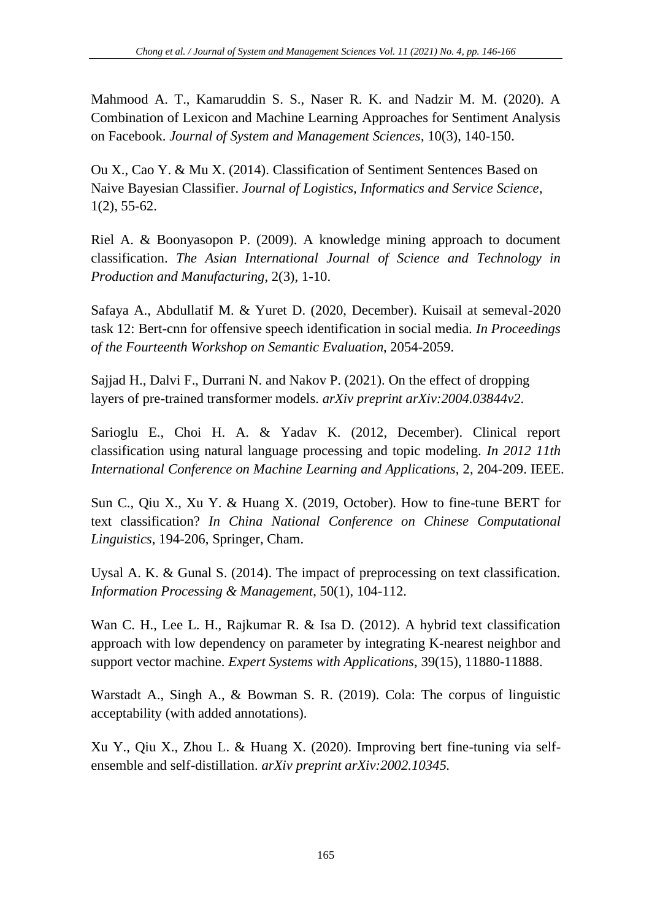Mahmood A. T., Kamaruddin S. S., Naser R. K. and Nadzir M. M. (2020). A Combination of Lexicon and Machine Learning Approaches for Sentiment Analysis on Facebook. *Journal of System and Management Sciences*, 10(3), 140-150.

Ou X., Cao Y. & Mu X. (2014). Classification of Sentiment Sentences Based on Naive Bayesian Classifier. *Journal of Logistics, Informatics and Service Science*, 1(2), 55-62.

Riel A. & Boonyasopon P. (2009). A knowledge mining approach to document classification. *The Asian International Journal of Science and Technology in Production and Manufacturing*, 2(3), 1-10.

Safaya A., Abdullatif M. & Yuret D. (2020, December). Kuisail at semeval-2020 task 12: Bert-cnn for offensive speech identification in social media. *In Proceedings of the Fourteenth Workshop on Semantic Evaluation*, 2054-2059.

Sajjad H., Dalvi F., Durrani N. and Nakov P. (2021). On the effect of dropping layers of pre-trained transformer models. *arXiv preprint arXiv:2004.03844v2*.

Sarioglu E., Choi H. A. & Yadav K. (2012, December). Clinical report classification using natural language processing and topic modeling. *In 2012 11th International Conference on Machine Learning and Applications*, 2, 204-209. IEEE.

Sun C., Qiu X., Xu Y. & Huang X. (2019, October). How to fine-tune BERT for text classification? *In China National Conference on Chinese Computational Linguistics*, 194-206, Springer, Cham.

Uysal A. K. & Gunal S. (2014). The impact of preprocessing on text classification. *Information Processing & Management*, 50(1), 104-112.

Wan C. H., Lee L. H., Rajkumar R. & Isa D. (2012). A hybrid text classification approach with low dependency on parameter by integrating K-nearest neighbor and support vector machine. *Expert Systems with Applications*, 39(15), 11880-11888.

Warstadt A., Singh A., & Bowman S. R. (2019). Cola: The corpus of linguistic acceptability (with added annotations).

Xu Y., Qiu X., Zhou L. & Huang X. (2020). Improving bert fine-tuning via self-ensemble and self-distillation. *arXiv preprint arXiv:2002.10345.*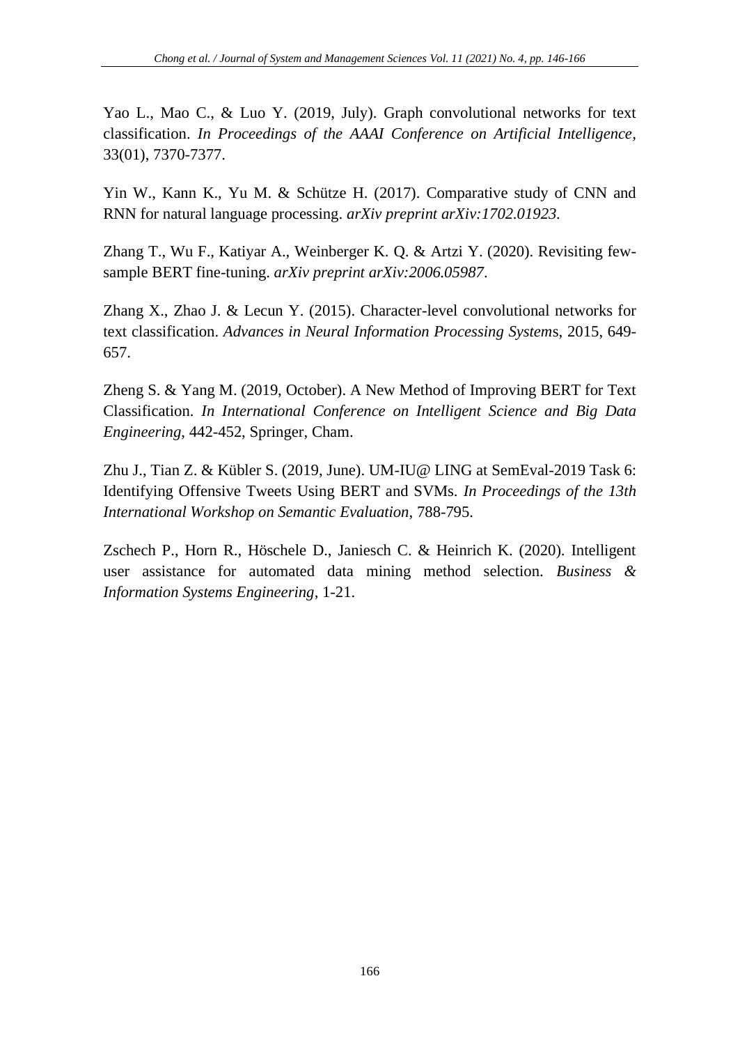Yao L., Mao C., & Luo Y. (2019, July). Graph convolutional networks for text classification. *In Proceedings of the AAAI Conference on Artificial Intelligence*, 33(01), 7370-7377.

Yin W., Kann K., Yu M. & Schütze H. (2017). Comparative study of CNN and RNN for natural language processing. *arXiv preprint arXiv:1702.01923*.

Zhang T., Wu F., Katiyar A., Weinberger K. Q. & Artzi Y. (2020). Revisiting few-sample BERT fine-tuning. *arXiv preprint arXiv:2006.05987*.

Zhang X., Zhao J. & Lecun Y. (2015). Character-level convolutional networks for text classification. *Advances in Neural Information Processing Systems*, 2015, 649-657.

Zheng S. & Yang M. (2019, October). A New Method of Improving BERT for Text Classification. *In International Conference on Intelligent Science and Big Data Engineering*, 442-452, Springer, Cham.

Zhu J., Tian Z. & Kübler S. (2019, June). UM-IU@ LING at SemEval-2019 Task 6: Identifying Offensive Tweets Using BERT and SVMs. *In Proceedings of the 13th International Workshop on Semantic Evaluation*, 788-795.

Zschech P., Horn R., Höschele D., Janiesch C. & Heinrich K. (2020). Intelligent user assistance for automated data mining method selection. *Business & Information Systems Engineering*, 1-21.